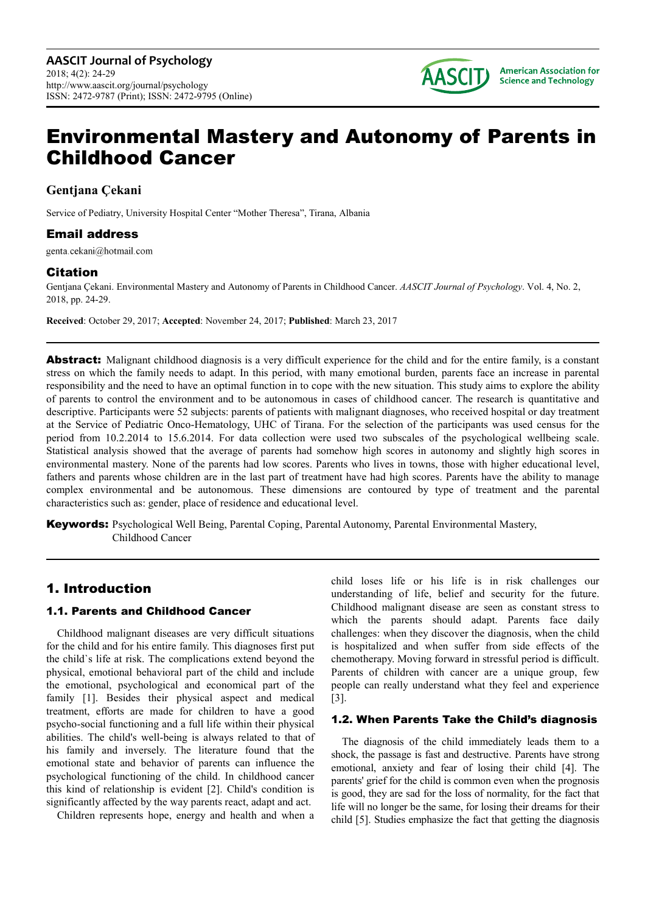# Environmental Mastery and Autonomy of Parents in Childhood Cancer

**Gentjana Çekani**

Service of Pediatry, University Hospital Center "Mother Theresa", Tirana, Albania

## Email address

genta.cekani@hotmail.com

## Citation

Gentjana Çekani. Environmental Mastery and Autonomy of Parents in Childhood Cancer. *AASCIT Journal of Psychology*. Vol. 4, No. 2, 2018, pp. 24-29.

**Received**: October 29, 2017; **Accepted**: November 24, 2017; **Published**: March 23, 2017

---

**Abstract:** Malignant childhood diagnosis is a very difficult experience for the child and for the entire family, is a constant stress on which the family needs to adapt. In this period, with many emotional burden, parents face an increase in parental responsibility and the need to have an optimal function in to cope with the new situation. This study aims to explore the ability of parents to control the environment and to be autonomous in cases of childhood cancer. The research is quantitative and descriptive. Participants were 52 subjects: parents of patients with malignant diagnoses, who received hospital or day treatment at the Service of Pediatric Onco-Hematology, UHC of Tirana. For the selection of the participants was used census for the period from 10.2.2014 to 15.6.2014. For data collection were used two subscales of the psychological wellbeing scale. Statistical analysis showed that the average of parents had somehow high scores in autonomy and slightly high scores in environmental mastery. None of the parents had low scores. Parents who lives in towns, those with higher educational level, fathers and parents whose children are in the last part of treatment have had high scores. Parents have the ability to manage complex environmental and be autonomous. These dimensions are contoured by type of treatment and the parental characteristics such as: gender, place of residence and educational level.

**Keywords:** Psychological Well Being, Parental Coping, Parental Autonomy, Parental Environmental Mastery, Childhood Cancer

---

## 1. Introduction

### 1.1. Parents and Childhood Cancer

Childhood malignant diseases are very difficult situations for the child and for his entire family. This diagnoses first put the child`s life at risk. The complications extend beyond the physical, emotional behavioral part of the child and include the emotional, psychological and economical part of the family [1]. Besides their physical aspect and medical treatment, efforts are made for children to have a good psycho-social functioning and a full life within their physical abilities. The child's well-being is always related to that of his family and inversely. The literature found that the emotional state and behavior of parents can influence the psychological functioning of the child. In childhood cancer this kind of relationship is evident [2]. Child's condition is significantly affected by the way parents react, adapt and act.

Children represents hope, energy and health and when a child loses life or his life is in risk challenges our understanding of life, belief and security for the future. Childhood malignant disease are seen as constant stress to which the parents should adapt. Parents face daily challenges: when they discover the diagnosis, when the child is hospitalized and when suffer from side effects of the chemotherapy. Moving forward in stressful period is difficult. Parents of children with cancer are a unique group, few people can really understand what they feel and experience [3].

### 1.2. When Parents Take the Child's diagnosis

The diagnosis of the child immediately leads them to a shock, the passage is fast and destructive. Parents have strong emotional, anxiety and fear of losing their child [4]. The parents' grief for the child is common even when the prognosis is good, they are sad for the loss of normality, for the fact that life will no longer be the same, for losing their dreams for their child [5]. Studies emphasize the fact that getting the diagnosis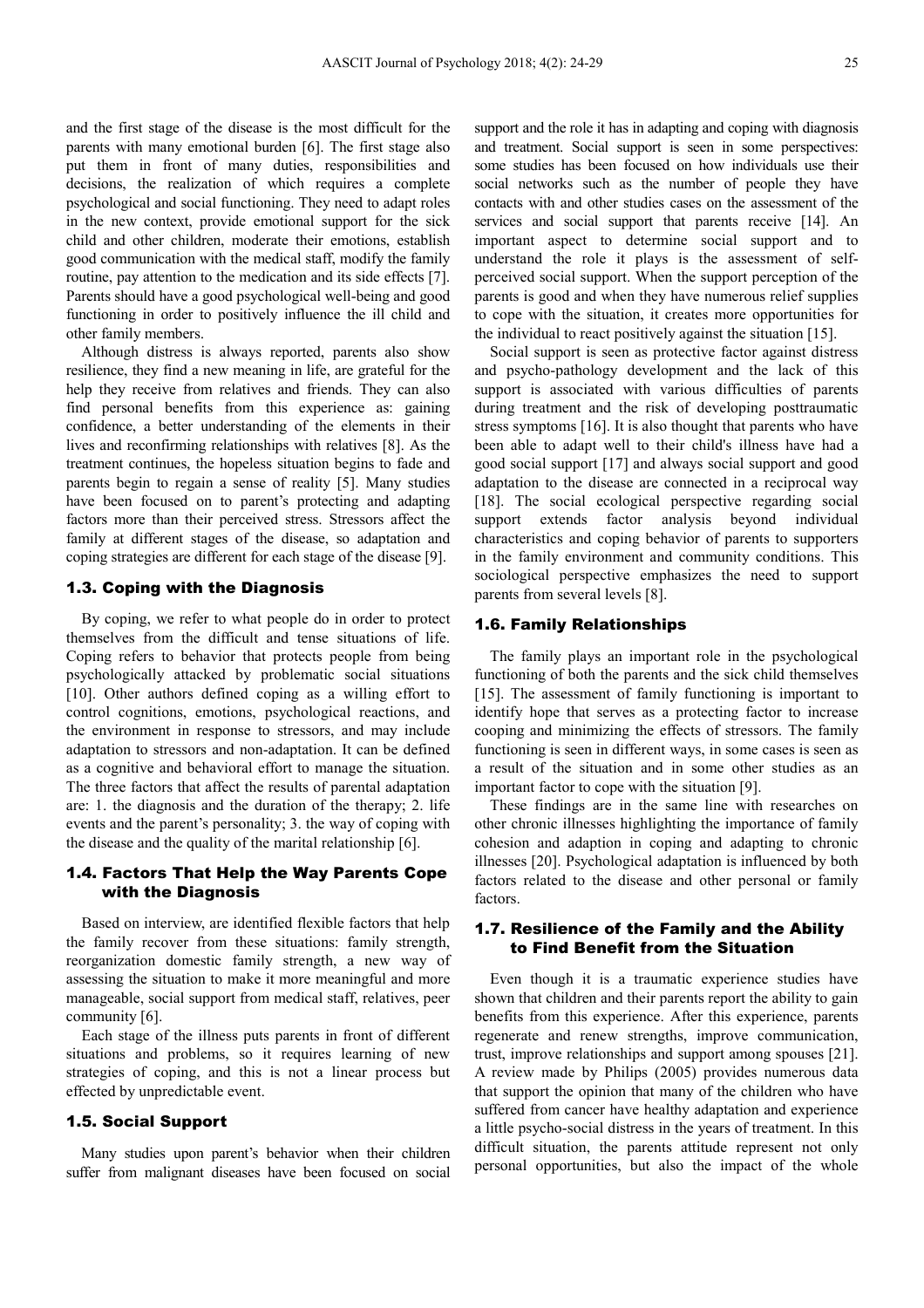and the first stage of the disease is the most difficult for the parents with many emotional burden [6]. The first stage also put them in front of many duties, responsibilities and decisions, the realization of which requires a complete psychological and social functioning. They need to adapt roles in the new context, provide emotional support for the sick child and other children, moderate their emotions, establish good communication with the medical staff, modify the family routine, pay attention to the medication and its side effects [7]. Parents should have a good psychological well-being and good functioning in order to positively influence the ill child and other family members.

Although distress is always reported, parents also show resilience, they find a new meaning in life, are grateful for the help they receive from relatives and friends. They can also find personal benefits from this experience as: gaining confidence, a better understanding of the elements in their lives and reconfirming relationships with relatives [8]. As the treatment continues, the hopeless situation begins to fade and parents begin to regain a sense of reality [5]. Many studies have been focused on to parent's protecting and adapting factors more than their perceived stress. Stressors affect the family at different stages of the disease, so adaptation and coping strategies are different for each stage of the disease [9].

### 1.3. Coping with the Diagnosis

By coping, we refer to what people do in order to protect themselves from the difficult and tense situations of life. Coping refers to behavior that protects people from being psychologically attacked by problematic social situations [10]. Other authors defined coping as a willing effort to control cognitions, emotions, psychological reactions, and the environment in response to stressors, and may include adaptation to stressors and non-adaptation. It can be defined as a cognitive and behavioral effort to manage the situation. The three factors that affect the results of parental adaptation are: 1. the diagnosis and the duration of the therapy; 2. life events and the parent's personality; 3. the way of coping with the disease and the quality of the marital relationship [6].

### 1.4. Factors That Help the Way Parents Cope with the Diagnosis

Based on interview, are identified flexible factors that help the family recover from these situations: family strength, reorganization domestic family strength, a new way of assessing the situation to make it more meaningful and more manageable, social support from medical staff, relatives, peer community [6].

Each stage of the illness puts parents in front of different situations and problems, so it requires learning of new strategies of coping, and this is not a linear process but effected by unpredictable event.

### 1.5. Social Support

Many studies upon parent's behavior when their children suffer from malignant diseases have been focused on social support and the role it has in adapting and coping with diagnosis and treatment. Social support is seen in some perspectives: some studies has been focused on how individuals use their social networks such as the number of people they have contacts with and other studies cases on the assessment of the services and social support that parents receive [14]. An important aspect to determine social support and to understand the role it plays is the assessment of self-perceived social support. When the support perception of the parents is good and when they have numerous relief supplies to cope with the situation, it creates more opportunities for the individual to react positively against the situation [15].

Social support is seen as protective factor against distress and psycho-pathology development and the lack of this support is associated with various difficulties of parents during treatment and the risk of developing posttraumatic stress symptoms [16]. It is also thought that parents who have been able to adapt well to their child's illness have had a good social support [17] and always social support and good adaptation to the disease are connected in a reciprocal way [18]. The social ecological perspective regarding social support extends factor analysis beyond individual characteristics and coping behavior of parents to supporters in the family environment and community conditions. This sociological perspective emphasizes the need to support parents from several levels [8].

### 1.6. Family Relationships

The family plays an important role in the psychological functioning of both the parents and the sick child themselves [15]. The assessment of family functioning is important to identify hope that serves as a protecting factor to increase cooping and minimizing the effects of stressors. The family functioning is seen in different ways, in some cases is seen as a result of the situation and in some other studies as an important factor to cope with the situation [9].

These findings are in the same line with researches on other chronic illnesses highlighting the importance of family cohesion and adaption in coping and adapting to chronic illnesses [20]. Psychological adaptation is influenced by both factors related to the disease and other personal or family factors.

### 1.7. Resilience of the Family and the Ability to Find Benefit from the Situation

Even though it is a traumatic experience studies have shown that children and their parents report the ability to gain benefits from this experience. After this experience, parents regenerate and renew strengths, improve communication, trust, improve relationships and support among spouses [21]. A review made by Philips (2005) provides numerous data that support the opinion that many of the children who have suffered from cancer have healthy adaptation and experience a little psycho-social distress in the years of treatment. In this difficult situation, the parents attitude represent not only personal opportunities, but also the impact of the whole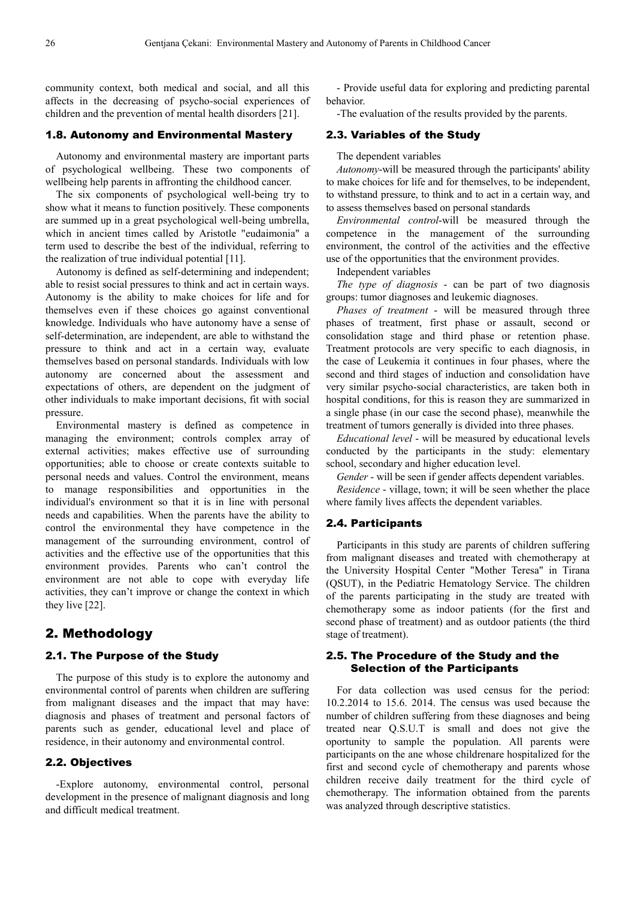community context, both medical and social, and all this affects in the decreasing of psycho-social experiences of children and the prevention of mental health disorders [21].

### 1.8. Autonomy and Environmental Mastery

Autonomy and environmental mastery are important parts of psychological wellbeing. These two components of wellbeing help parents in affronting the childhood cancer.

The six components of psychological well-being try to show what it means to function positively. These components are summed up in a great psychological well-being umbrella, which in ancient times called by Aristotle "eudaimonia" a term used to describe the best of the individual, referring to the realization of true individual potential [11].

Autonomy is defined as self-determining and independent; able to resist social pressures to think and act in certain ways. Autonomy is the ability to make choices for life and for themselves even if these choices go against conventional knowledge. Individuals who have autonomy have a sense of self-determination, are independent, are able to withstand the pressure to think and act in a certain way, evaluate themselves based on personal standards. Individuals with low autonomy are concerned about the assessment and expectations of others, are dependent on the judgment of other individuals to make important decisions, fit with social pressure.

Environmental mastery is defined as competence in managing the environment; controls complex array of external activities; makes effective use of surrounding opportunities; able to choose or create contexts suitable to personal needs and values. Control the environment, means to manage responsibilities and opportunities in the individual's environment so that it is in line with personal needs and capabilities. When the parents have the ability to control the environmental they have competence in the management of the surrounding environment, control of activities and the effective use of the opportunities that this environment provides. Parents who can't control the environment are not able to cope with everyday life activities, they can't improve or change the context in which they live [22].

## 2. Methodology

### 2.1. The Purpose of the Study

The purpose of this study is to explore the autonomy and environmental control of parents when children are suffering from malignant diseases and the impact that may have: diagnosis and phases of treatment and personal factors of parents such as gender, educational level and place of residence, in their autonomy and environmental control.

### 2.2. Objectives

-Explore autonomy, environmental control, personal development in the presence of malignant diagnosis and long and difficult medical treatment.

- Provide useful data for exploring and predicting parental behavior.

-The evaluation of the results provided by the parents.

### 2.3. Variables of the Study

The dependent variables

*Autonomy*-will be measured through the participants' ability to make choices for life and for themselves, to be independent, to withstand pressure, to think and to act in a certain way, and to assess themselves based on personal standards

*Environmental control*-will be measured through the competence in the management of the surrounding environment, the control of the activities and the effective use of the opportunities that the environment provides.

Independent variables

*The type of diagnosis* - can be part of two diagnosis groups: tumor diagnoses and leukemic diagnoses.

*Phases of treatment* - will be measured through three phases of treatment, first phase or assault, second or consolidation stage and third phase or retention phase. Treatment protocols are very specific to each diagnosis, in the case of Leukemia it continues in four phases, where the second and third stages of induction and consolidation have very similar psycho-social characteristics, are taken both in hospital conditions, for this is reason they are summarized in a single phase (in our case the second phase), meanwhile the treatment of tumors generally is divided into three phases.

*Educational level* - will be measured by educational levels conducted by the participants in the study: elementary school, secondary and higher education level.

*Gender* - will be seen if gender affects dependent variables.

*Residence* - village, town; it will be seen whether the place where family lives affects the dependent variables.

### 2.4. Participants

Participants in this study are parents of children suffering from malignant diseases and treated with chemotherapy at the University Hospital Center "Mother Teresa" in Tirana (QSUT), in the Pediatric Hematology Service. The children of the parents participating in the study are treated with chemotherapy some as indoor patients (for the first and second phase of treatment) and as outdoor patients (the third stage of treatment).

### 2.5. The Procedure of the Study and the Selection of the Participants

For data collection was used census for the period: 10.2.2014 to 15.6. 2014. The census was used because the number of children suffering from these diagnoses and being treated near Q.S.U.T is small and does not give the oportunity to sample the population. All parents were participants on the ane whose childrenare hospitalized for the first and second cycle of chemotherapy and parents whose children receive daily treatment for the third cycle of chemotherapy. The information obtained from the parents was analyzed through descriptive statistics.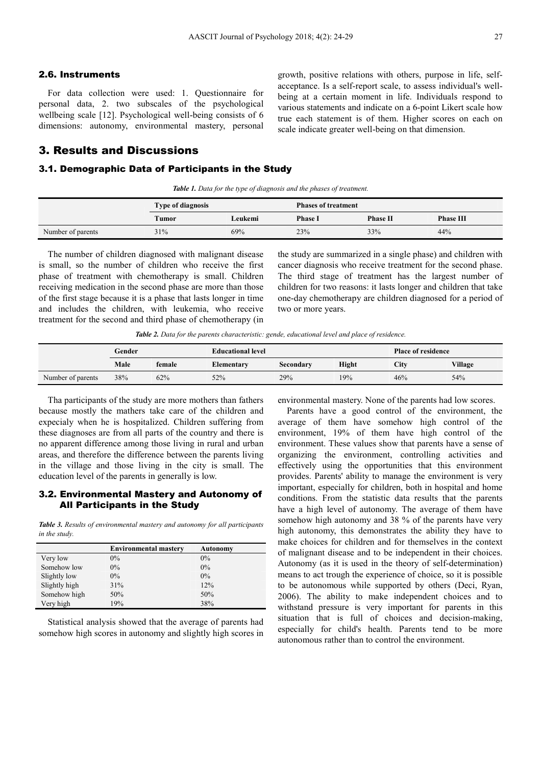### 2.6. Instruments

For data collection were used: 1. Questionnaire for personal data, 2. two subscales of the psychological wellbeing scale [12]. Psychological well-being consists of 6 dimensions: autonomy, environmental mastery, personal growth, positive relations with others, purpose in life, self-acceptance. Is a self-report scale, to assess individual's well-being at a certain moment in life. Individuals respond to various statements and indicate on a 6-point Likert scale how true each statement is of them. Higher scores on each on scale indicate greater well-being on that dimension.

## 3. Results and Discussions

### 3.1. Demographic Data of Participants in the Study

***Table 1.*** *Data for the type of diagnosis and the phases of treatment.*

| | Type of diagnosis | | Phases of treatment | | |
|---|---|---|---|---|---|
| | Tumor | Leukemi | Phase I | Phase II | Phase III |
| Number of parents | 31% | 69% | 23% | 33% | 44% |

The number of children diagnosed with malignant disease is small, so the number of children who receive the first phase of treatment with chemotherapy is small. Children receiving medication in the second phase are more than those of the first stage because it is a phase that lasts longer in time and includes the children, with leukemia, who receive treatment for the second and third phase of chemotherapy (in the study are summarized in a single phase) and children with cancer diagnosis who receive treatment for the second phase. The third stage of treatment has the largest number of children for two reasons: it lasts longer and children that take one-day chemotherapy are children diagnosed for a period of two or more years.

***Table 2.*** *Data for the parents characteristic: gende, educational level and place of residence.*

| | Gender | | Educational level | | | Place of residence | |
|---|---|---|---|---|---|---|---|
| | Male | female | Elementary | Secondary | Hight | City | Village |
| Number of parents | 38% | 62% | 52% | 29% | 19% | 46% | 54% |

Tha participants of the study are more mothers than fathers because mostly the mathers take care of the children and expecialy when he is hospitalized. Children suffering from these diagnoses are from all parts of the country and there is no apparent difference among those living in rural and urban areas, and therefore the difference between the parents living in the village and those living in the city is small. The education level of the parents in generally is low.

### 3.2. Environmental Mastery and Autonomy of All Participants in the Study

***Table 3.*** *Results of environmental mastery and autonomy for all participants in the study.*

| | Environmental mastery | Autonomy |
|---|---|---|
| Very low | 0% | 0% |
| Somehow low | 0% | 0% |
| Slightly low | 0% | 0% |
| Slightly high | 31% | 12% |
| Somehow high | 50% | 50% |
| Very high | 19% | 38% |

Statistical analysis showed that the average of parents had somehow high scores in autonomy and slightly high scores in environmental mastery. None of the parents had low scores.

Parents have a good control of the environment, the average of them have somehow high control of the environment, 19% of them have high control of the environment. These values show that parents have a sense of organizing the environment, controlling activities and effectively using the opportunities that this environment provides. Parents' ability to manage the environment is very important, especially for children, both in hospital and home conditions. From the statistic data results that the parents have a high level of autonomy. The average of them have somehow high autonomy and 38 % of the parents have very high autonomy, this demonstrates the ability they have to make choices for children and for themselves in the context of malignant disease and to be independent in their choices. Autonomy (as it is used in the theory of self-determination) means to act trough the experience of choice, so it is possible to be autonomous while supported by others (Deci, Ryan, 2006). The ability to make independent choices and to withstand pressure is very important for parents in this situation that is full of choices and decision-making, especially for child's health. Parents tend to be more autonomous rather than to control the environment.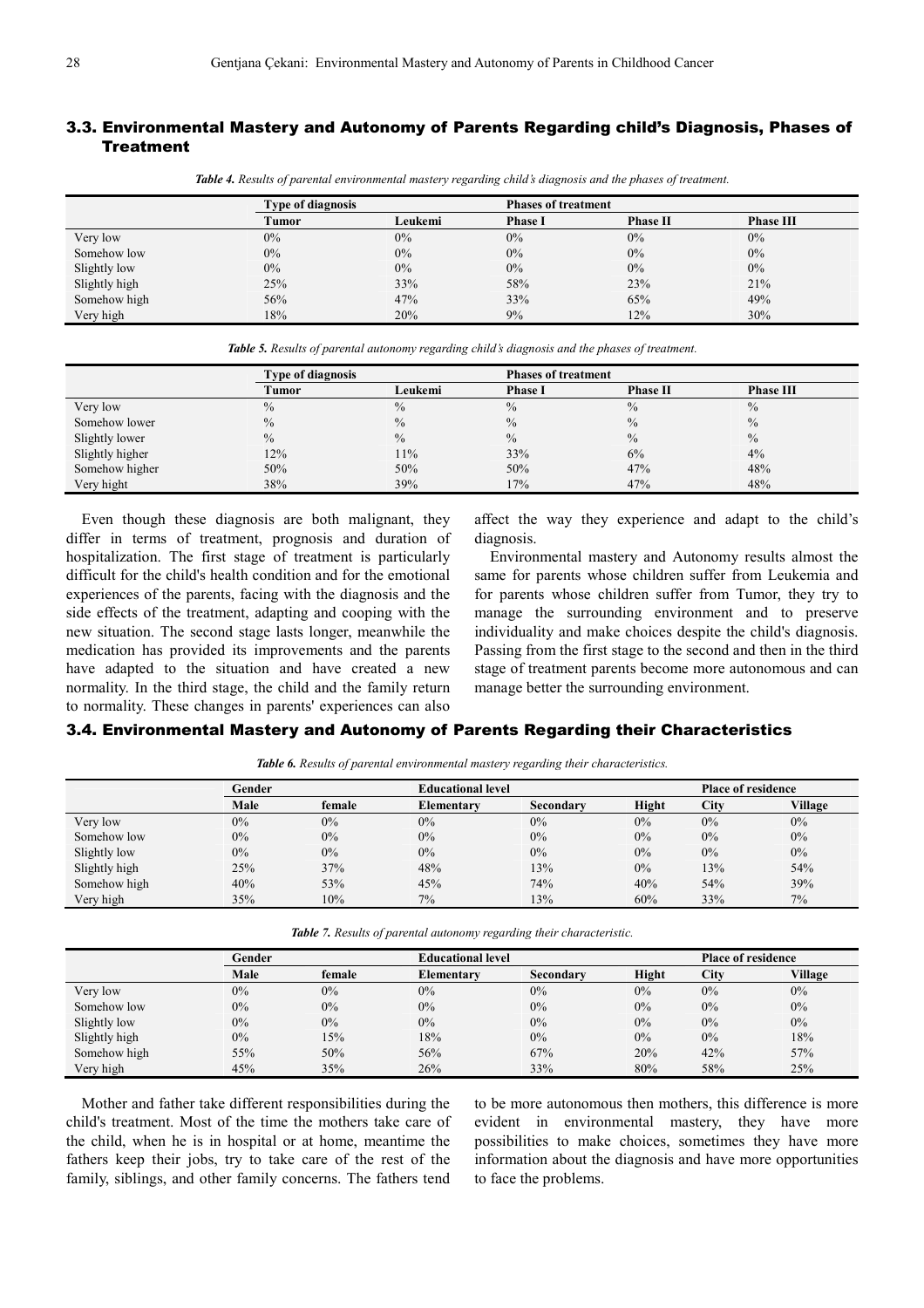## 3.3. Environmental Mastery and Autonomy of Parents Regarding child's Diagnosis, Phases of Treatment

***Table 4.** Results of parental environmental mastery regarding child's diagnosis and the phases of treatment.*

| | Type of diagnosis | | Phases of treatment | | |
|---|---|---|---|---|---|
| | Tumor | Leukemi | Phase I | Phase II | Phase III |
| Very low | 0% | 0% | 0% | 0% | 0% |
| Somehow low | 0% | 0% | 0% | 0% | 0% |
| Slightly low | 0% | 0% | 0% | 0% | 0% |
| Slightly high | 25% | 33% | 58% | 23% | 21% |
| Somehow high | 56% | 47% | 33% | 65% | 49% |
| Very high | 18% | 20% | 9% | 12% | 30% |

***Table 5.** Results of parental autonomy regarding child's diagnosis and the phases of treatment.*

| | Type of diagnosis | | Phases of treatment | | |
|---|---|---|---|---|---|
| | Tumor | Leukemi | Phase I | Phase II | Phase III |
| Very low | % | % | % | % | % |
| Somehow lower | % | % | % | % | % |
| Slightly lower | % | % | % | % | % |
| Slightly higher | 12% | 11% | 33% | 6% | 4% |
| Somehow higher | 50% | 50% | 50% | 47% | 48% |
| Very hight | 38% | 39% | 17% | 47% | 48% |

Even though these diagnosis are both malignant, they differ in terms of treatment, prognosis and duration of hospitalization. The first stage of treatment is particularly difficult for the child's health condition and for the emotional experiences of the parents, facing with the diagnosis and the side effects of the treatment, adapting and cooping with the new situation. The second stage lasts longer, meanwhile the medication has provided its improvements and the parents have adapted to the situation and have created a new normality. In the third stage, the child and the family return to normality. These changes in parents' experiences can also affect the way they experience and adapt to the child's diagnosis.

Environmental mastery and Autonomy results almost the same for parents whose children suffer from Leukemia and for parents whose children suffer from Tumor, they try to manage the surrounding environment and to preserve individuality and make choices despite the child's diagnosis. Passing from the first stage to the second and then in the third stage of treatment parents become more autonomous and can manage better the surrounding environment.

## 3.4. Environmental Mastery and Autonomy of Parents Regarding their Characteristics

***Table 6.** Results of parental environmental mastery regarding their characteristics.*

| | Gender | | Educational level | | | Place of residence | |
|---|---|---|---|---|---|---|---|
| | Male | female | Elementary | Secondary | Hight | City | Village |
| Very low | 0% | 0% | 0% | 0% | 0% | 0% | 0% |
| Somehow low | 0% | 0% | 0% | 0% | 0% | 0% | 0% |
| Slightly low | 0% | 0% | 0% | 0% | 0% | 0% | 0% |
| Slightly high | 25% | 37% | 48% | 13% | 0% | 13% | 54% |
| Somehow high | 40% | 53% | 45% | 74% | 40% | 54% | 39% |
| Very high | 35% | 10% | 7% | 13% | 60% | 33% | 7% |

***Table 7.** Results of parental autonomy regarding their characteristic.*

| | Gender | | Educational level | | | Place of residence | |
|---|---|---|---|---|---|---|---|
| | Male | female | Elementary | Secondary | Hight | City | Village |
| Very low | 0% | 0% | 0% | 0% | 0% | 0% | 0% |
| Somehow low | 0% | 0% | 0% | 0% | 0% | 0% | 0% |
| Slightly low | 0% | 0% | 0% | 0% | 0% | 0% | 0% |
| Slightly high | 0% | 15% | 18% | 0% | 0% | 0% | 18% |
| Somehow high | 55% | 50% | 56% | 67% | 20% | 42% | 57% |
| Very high | 45% | 35% | 26% | 33% | 80% | 58% | 25% |

Mother and father take different responsibilities during the child's treatment. Most of the time the mothers take care of the child, when he is in hospital or at home, meantime the fathers keep their jobs, try to take care of the rest of the family, siblings, and other family concerns. The fathers tend to be more autonomous then mothers, this difference is more evident in environmental mastery, they have more possibilities to make choices, sometimes they have more information about the diagnosis and have more opportunities to face the problems.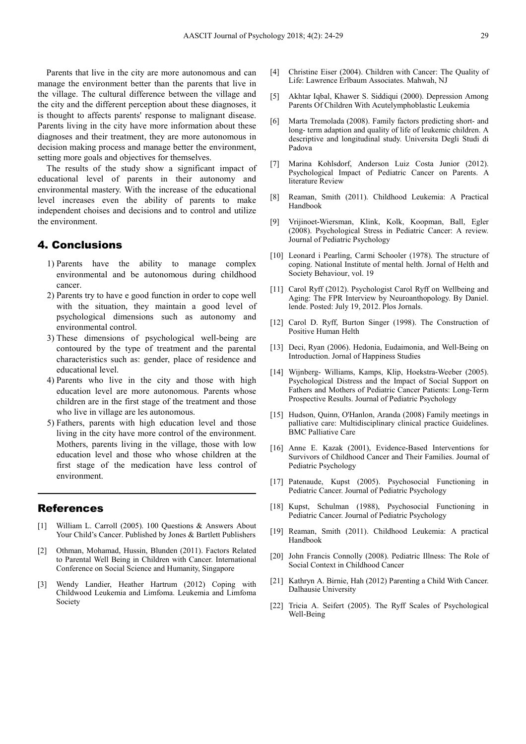Parents that live in the city are more autonomous and can manage the environment better than the parents that live in the village. The cultural difference between the village and the city and the different perception about these diagnoses, it is thought to affects parents' response to malignant disease. Parents living in the city have more information about these diagnoses and their treatment, they are more autonomous in decision making process and manage better the environment, setting more goals and objectives for themselves.

The results of the study show a significant impact of educational level of parents in their autonomy and environmental mastery. With the increase of the educational level increases even the ability of parents to make independent choises and decisions and to control and utilize the environment.

## 4. Conclusions

1) Parents have the ability to manage complex environmental and be autonomous during childhood cancer.
2) Parents try to have e good function in order to cope well with the situation, they maintain a good level of psychological dimensions such as autonomy and environmental control.
3) These dimensions of psychological well-being are contoured by the type of treatment and the parental characteristics such as: gender, place of residence and educational level.
4) Parents who live in the city and those with high education level are more autonomous. Parents whose children are in the first stage of the treatment and those who live in village are les autonomous.
5) Fathers, parents with high education level and those living in the city have more control of the environment. Mothers, parents living in the village, those with low education level and those who whose children at the first stage of the medication have less control of environment.

## References

[1] William L. Carroll (2005). 100 Questions & Answers About Your Child's Cancer. Published by Jones & Bartlett Publishers

[2] Othman, Mohamad, Hussin, Blunden (2011). Factors Related to Parental Well Being in Children with Cancer. International Conference on Social Science and Humanity, Singapore

[3] Wendy Landier, Heather Hartrum (2012) Coping with Childwood Leukemia and Limfoma. Leukemia and Limfoma Society

[4] Christine Eiser (2004). Children with Cancer: The Quality of Life: Lawrence Erlbaum Associates. Mahwah, NJ

[5] Akhtar Iqbal, Khawer S. Siddiqui (2000). Depression Among Parents Of Children With Acutelymphoblastic Leukemia

[6] Marta Tremolada (2008). Family factors predicting short- and long- term adaption and quality of life of leukemic children. A descriptive and longitudinal study. Universita Degli Studi di Padova

[7] Marina Kohlsdorf, Anderson Luiz Costa Junior (2012). Psychological Impact of Pediatric Cancer on Parents. A literature Review

[8] Reaman, Smith (2011). Childhood Leukemia: A Practical Handbook

[9] Vrijinoet-Wiersman, Klink, Kolk, Koopman, Ball, Egler (2008). Psychological Stress in Pediatric Cancer: A review. Journal of Pediatric Psychology

[10] Leonard i Pearling, Carmi Schooler (1978). The structure of coping. National Institute of mental helth. Jornal of Helth and Society Behaviour, vol. 19

[11] Carol Ryff (2012). Psychologist Carol Ryff on Wellbeing and Aging: The FPR Interview by Neuroanthopology. By Daniel. lende. Posted: July 19, 2012. Plos Jornals.

[12] Carol D. Ryff, Burton Singer (1998). The Construction of Positive Human Helth

[13] Deci, Ryan (2006). Hedonia, Eudaimonia, and Well-Being on Introduction. Jornal of Happiness Studies

[14] Wijnberg- Williams, Kamps, Klip, Hoekstra-Weeber (2005). Psychological Distress and the Impact of Social Support on Fathers and Mothers of Pediatric Cancer Patients: Long-Term Prospective Results. Journal of Pediatric Psychology

[15] Hudson, Quinn, O'Hanlon, Aranda (2008) Family meetings in palliative care: Multidisciplinary clinical practice Guidelines. BMC Palliative Care

[16] Anne E. Kazak (2001), Evidence-Based Interventions for Survivors of Childhood Cancer and Their Families. Journal of Pediatric Psychology

[17] Patenaude, Kupst (2005). Psychosocial Functioning in Pediatric Cancer. Journal of Pediatric Psychology

[18] Kupst, Schulman (1988), Psychosocial Functioning in Pediatric Cancer. Journal of Pediatric Psychology

[19] Reaman, Smith (2011). Childhood Leukemia: A practical Handbook

[20] John Francis Connolly (2008). Pediatric Illness: The Role of Social Context in Childhood Cancer

[21] Kathryn A. Birnie, Hah (2012) Parenting a Child With Cancer. Dalhausie University

[22] Tricia A. Seifert (2005). The Ryff Scales of Psychological Well-Being